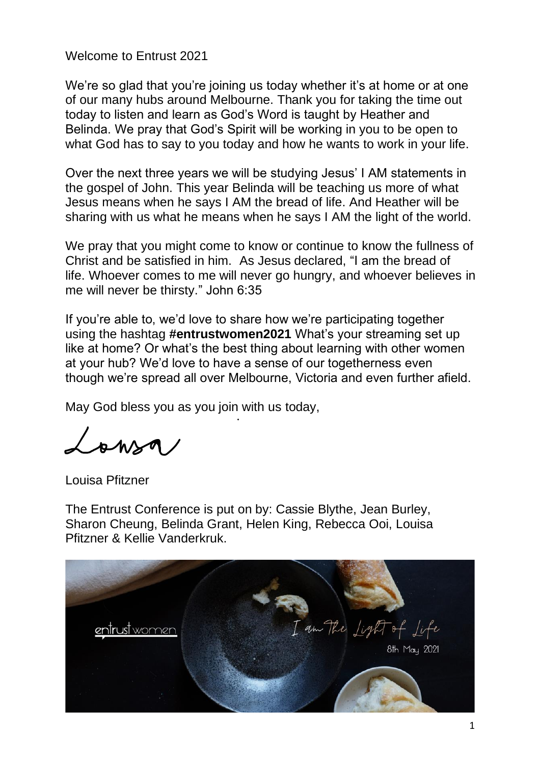Welcome to Entrust 2021

We're so glad that you're joining us today whether it's at home or at one of our many hubs around Melbourne. Thank you for taking the time out today to listen and learn as God's Word is taught by Heather and Belinda. We pray that God's Spirit will be working in you to be open to what God has to say to you today and how he wants to work in your life.

Over the next three years we will be studying Jesus' I AM statements in the gospel of John. This year Belinda will be teaching us more of what Jesus means when he says I AM the bread of life. And Heather will be sharing with us what he means when he says I AM the light of the world.

We pray that you might come to know or continue to know the fullness of Christ and be satisfied in him. As Jesus declared, "I am the bread of life. Whoever comes to me will never go hungry, and whoever believes in me will never be thirsty." John 6:35

If you're able to, we'd love to share how we're participating together using the hashtag **#entrustwomen2021** What's your streaming set up like at home? Or what's the best thing about learning with other women at your hub? We'd love to have a sense of our togetherness even though we're spread all over Melbourne, Victoria and even further afield.

May God bless you as you join with us today,

Louisa

Louisa Pfitzner

The Entrust Conference is put on by: Cassie Blythe, Jean Burley, Sharon Cheung, Belinda Grant, Helen King, Rebecca Ooi, Louisa Pfitzner & Kellie Vanderkruk.

entrust women

I am The Light of Life

8th May 2021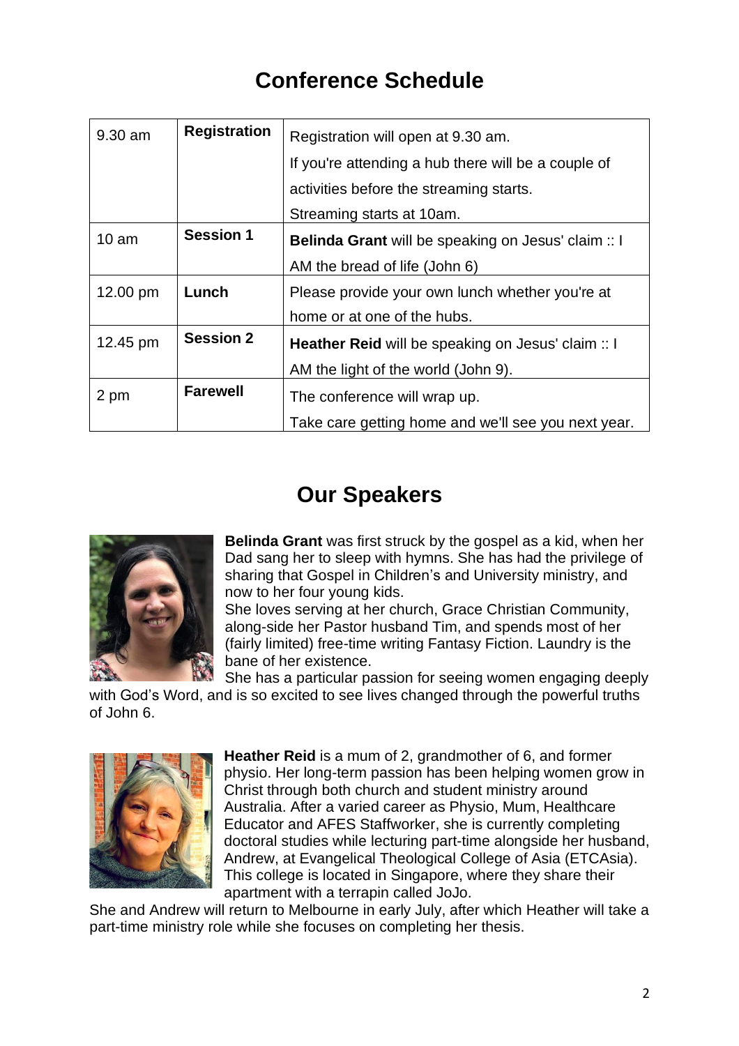## Conference Schedule

| | | |
|---|---|---|
| 9.30 am | **Registration** | Registration will open at 9.30 am. If you're attending a hub there will be a couple of activities before the streaming starts. Streaming starts at 10am. |
| 10 am | **Session 1** | **Belinda Grant** will be speaking on Jesus' claim :: I AM the bread of life (John 6) |
| 12.00 pm | **Lunch** | Please provide your own lunch whether you're at home or at one of the hubs. |
| 12.45 pm | **Session 2** | **Heather Reid** will be speaking on Jesus' claim :: I AM the light of the world (John 9). |
| 2 pm | **Farewell** | The conference will wrap up. Take care getting home and we'll see you next year. |

## Our Speakers

**Belinda Grant** was first struck by the gospel as a kid, when her Dad sang her to sleep with hymns. She has had the privilege of sharing that Gospel in Children's and University ministry, and now to her four young kids.
She loves serving at her church, Grace Christian Community, along-side her Pastor husband Tim, and spends most of her (fairly limited) free-time writing Fantasy Fiction. Laundry is the bane of her existence.
She has a particular passion for seeing women engaging deeply with God's Word, and is so excited to see lives changed through the powerful truths of John 6.

**Heather Reid** is a mum of 2, grandmother of 6, and former physio. Her long-term passion has been helping women grow in Christ through both church and student ministry around Australia. After a varied career as Physio, Mum, Healthcare Educator and AFES Staffworker, she is currently completing doctoral studies while lecturing part-time alongside her husband, Andrew, at Evangelical Theological College of Asia (ETCAsia). This college is located in Singapore, where they share their apartment with a terrapin called JoJo.
She and Andrew will return to Melbourne in early July, after which Heather will take a part-time ministry role while she focuses on completing her thesis.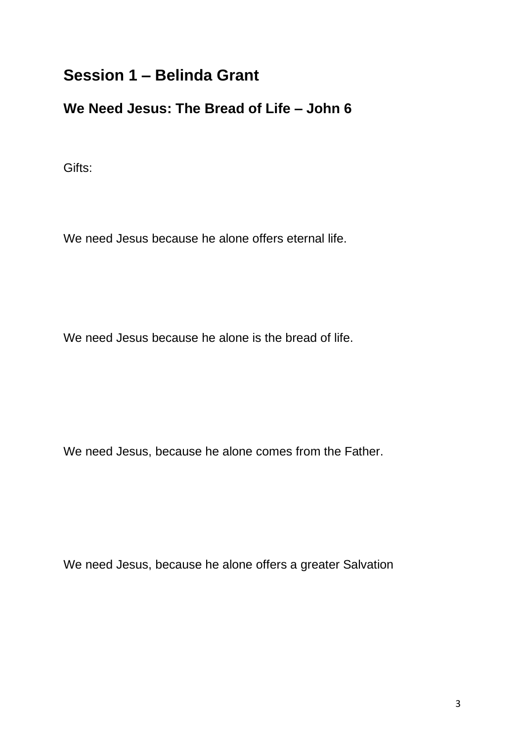## Session 1 – Belinda Grant

### We Need Jesus: The Bread of Life – John 6

Gifts:

We need Jesus because he alone offers eternal life.

We need Jesus because he alone is the bread of life.

We need Jesus, because he alone comes from the Father.

We need Jesus, because he alone offers a greater Salvation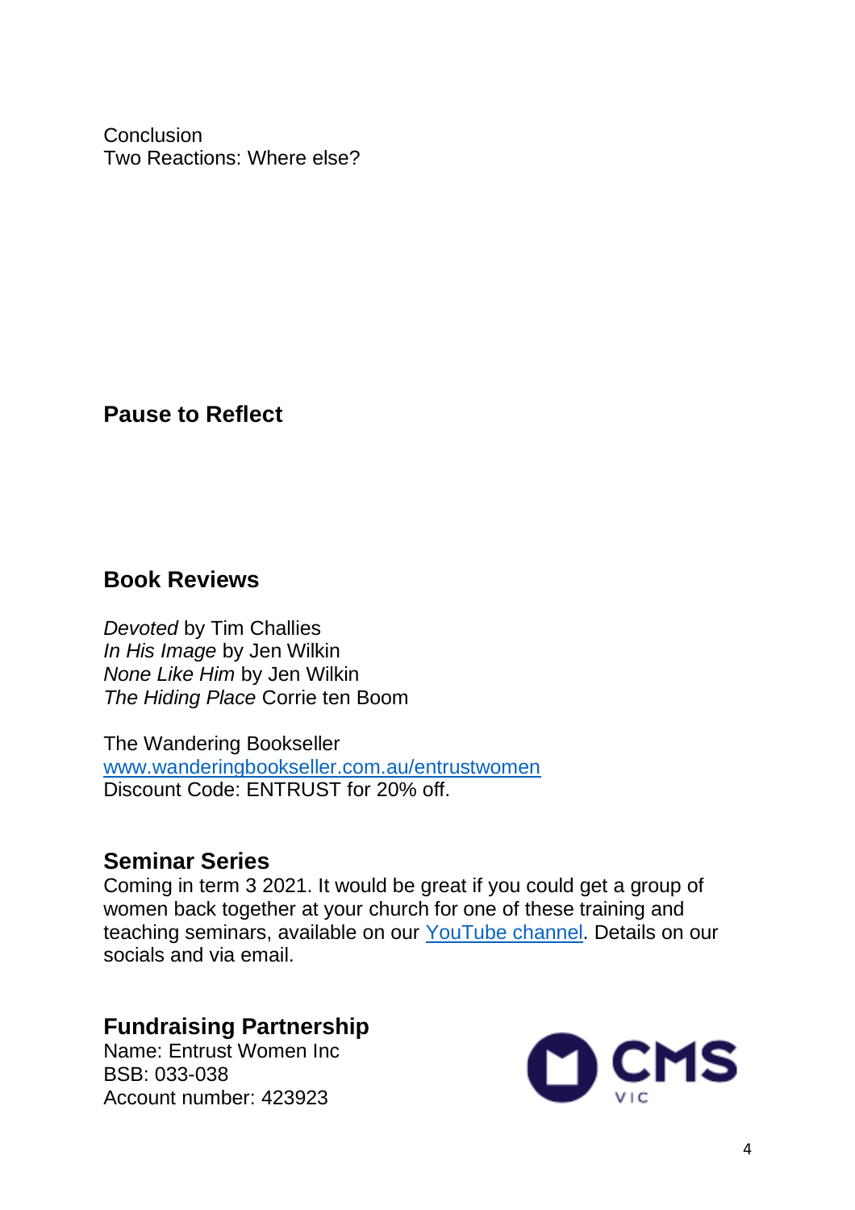Conclusion
Two Reactions: Where else?

## Pause to Reflect

## Book Reviews

*Devoted* by Tim Challies
*In His Image* by Jen Wilkin
*None Like Him* by Jen Wilkin
*The Hiding Place* Corrie ten Boom

The Wandering Bookseller
[www.wanderingbookseller.com.au/entrustwomen](http://www.wanderingbookseller.com.au/entrustwomen)
Discount Code: ENTRUST for 20% off.

## Seminar Series

Coming in term 3 2021. It would be great if you could get a group of women back together at your church for one of these training and teaching seminars, available on our [YouTube channel](). Details on our socials and via email.

## Fundraising Partnership

Name: Entrust Women Inc
BSB: 033-038
Account number: 423923

CMS VIC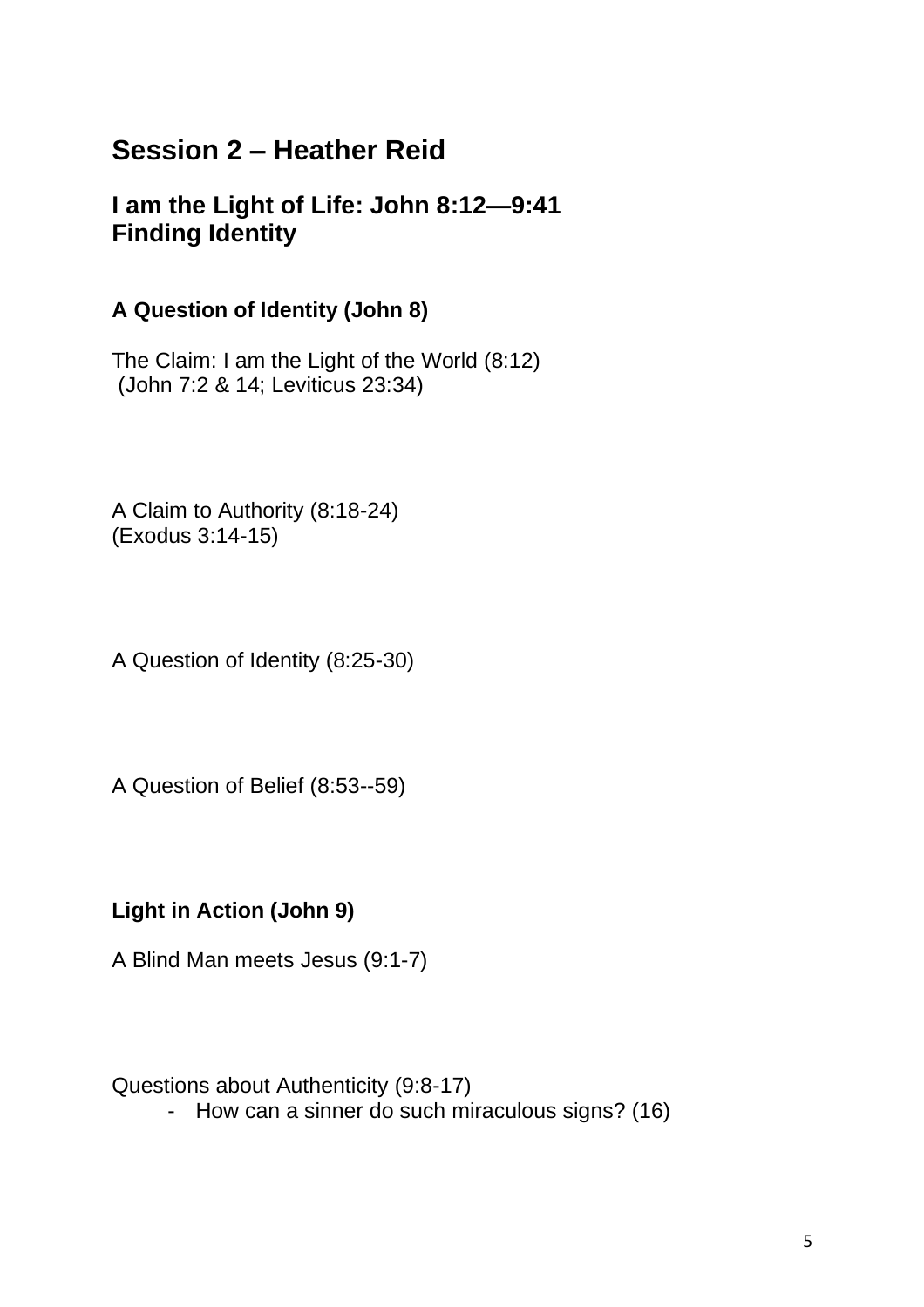## Session 2 – Heather Reid

### I am the Light of Life: John 8:12—9:41
### Finding Identity

#### A Question of Identity (John 8)

The Claim: I am the Light of the World (8:12)
(John 7:2 & 14; Leviticus 23:34)

A Claim to Authority (8:18-24)
(Exodus 3:14-15)

A Question of Identity (8:25-30)

A Question of Belief (8:53--59)

#### Light in Action (John 9)

A Blind Man meets Jesus (9:1-7)

Questions about Authenticity (9:8-17)

- How can a sinner do such miraculous signs? (16)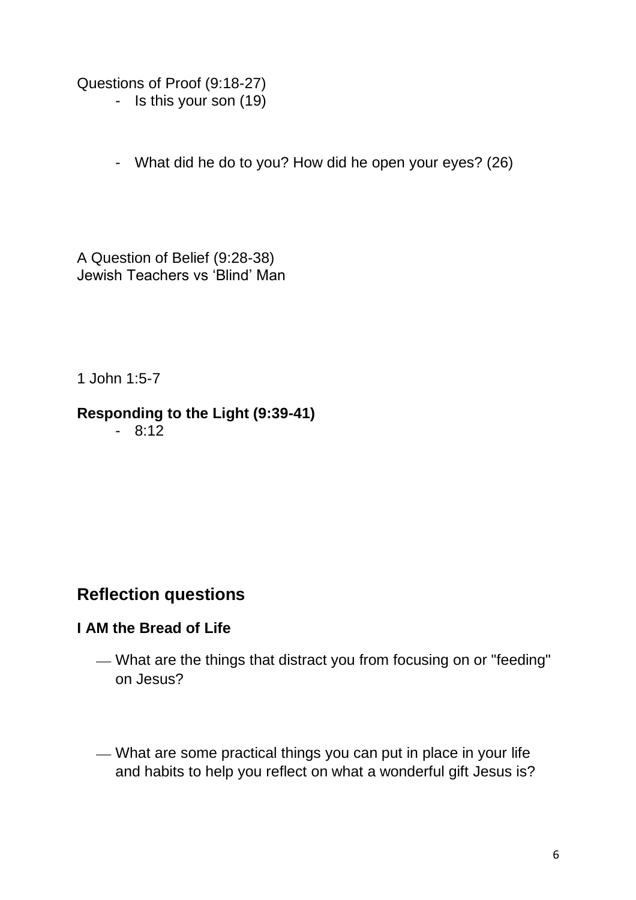Questions of Proof (9:18-27)

- Is this your son (19)

- What did he do to you? How did he open your eyes? (26)

A Question of Belief (9:28-38)
Jewish Teachers vs 'Blind' Man

1 John 1:5-7

**Responding to the Light (9:39-41)**

- 8:12

## Reflection questions

### I AM the Bread of Life

- What are the things that distract you from focusing on or "feeding" on Jesus?

- What are some practical things you can put in place in your life and habits to help you reflect on what a wonderful gift Jesus is?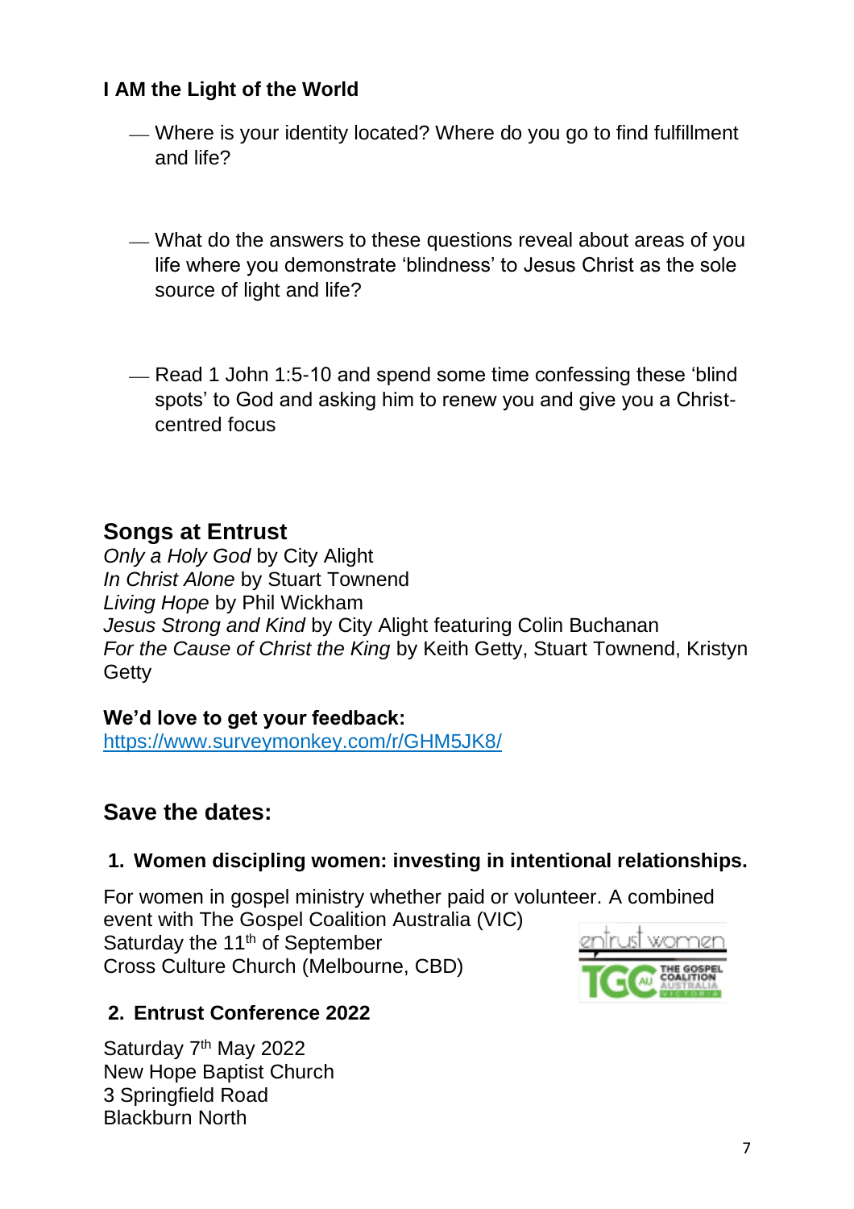**I AM the Light of the World**

- Where is your identity located? Where do you go to find fulfillment and life?
- What do the answers to these questions reveal about areas of you life where you demonstrate 'blindness' to Jesus Christ as the sole source of light and life?
- Read 1 John 1:5-10 and spend some time confessing these 'blind spots' to God and asking him to renew you and give you a Christ-centred focus

## Songs at Entrust

*Only a Holy God* by City Alight
*In Christ Alone* by Stuart Townend
*Living Hope* by Phil Wickham
*Jesus Strong and Kind* by City Alight featuring Colin Buchanan
*For the Cause of Christ the King* by Keith Getty, Stuart Townend, Kristyn Getty

**We'd love to get your feedback:**
https://www.surveymonkey.com/r/GHM5JK8/

## Save the dates:

### 1. Women discipling women: investing in intentional relationships.

For women in gospel ministry whether paid or volunteer. A combined event with The Gospel Coalition Australia (VIC)
Saturday the 11th of September
Cross Culture Church (Melbourne, CBD)

### 2. Entrust Conference 2022

Saturday 7th May 2022
New Hope Baptist Church
3 Springfield Road
Blackburn North